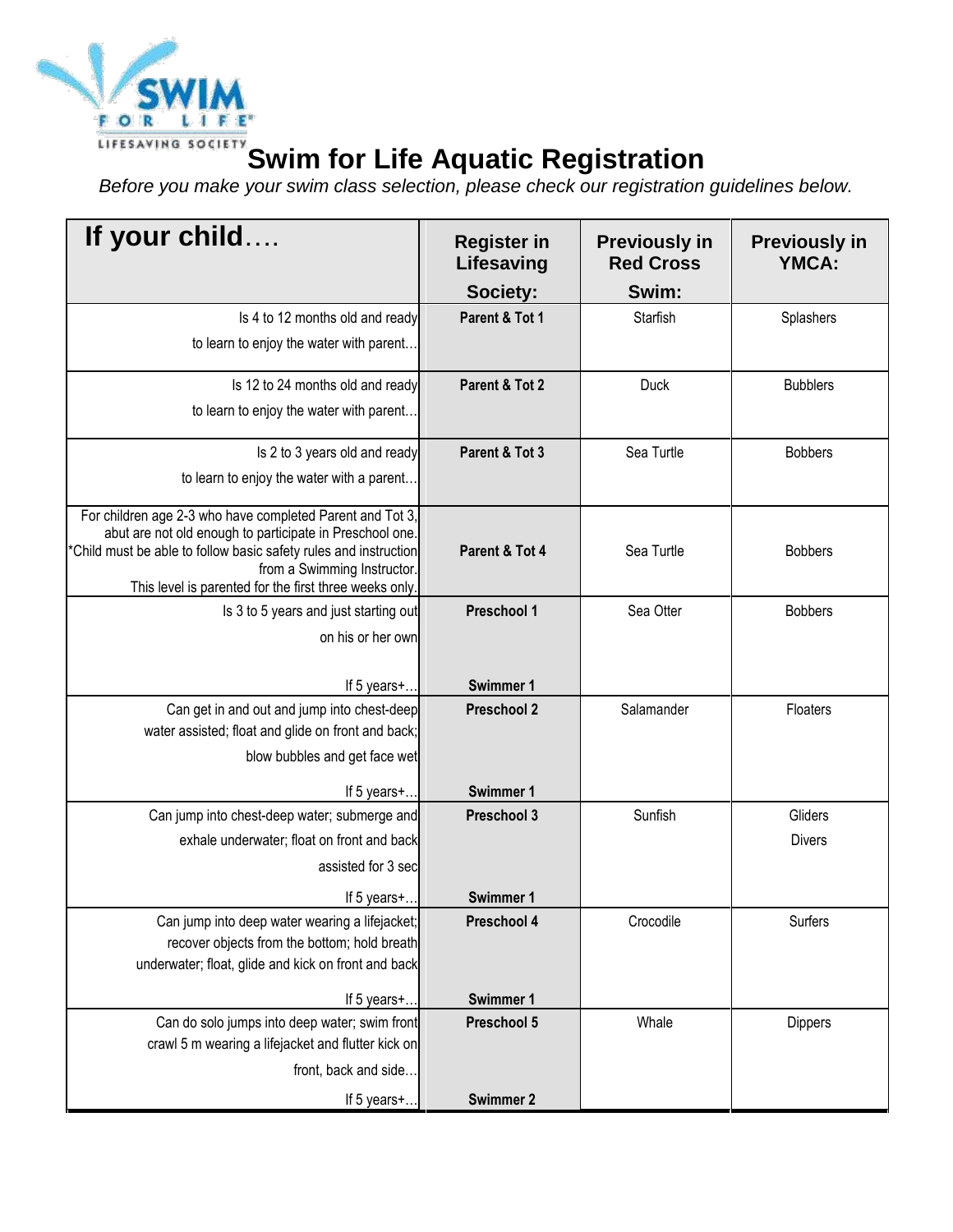# Swim for Life Aquatic Registration

*Before you make your swim class selection, please check our registration guidelines below.*

| If your child…. | Register in Lifesaving Society: | Previously in Red Cross Swim: | Previously in YMCA: |
|---|---|---|---|
| Is 4 to 12 months old and ready to learn to enjoy the water with parent… | Parent & Tot 1 | Starfish | Splashers |
| Is 12 to 24 months old and ready to learn to enjoy the water with parent… | Parent & Tot 2 | Duck | Bubblers |
| Is 2 to 3 years old and ready to learn to enjoy the water with a parent… | Parent & Tot 3 | Sea Turtle | Bobbers |
| For children age 2-3 who have completed Parent and Tot 3, abut are not old enough to participate in Preschool one. *Child must be able to follow basic safety rules and instruction from a Swimming Instructor. This level is parented for the first three weeks only. | Parent & Tot 4 | Sea Turtle | Bobbers |
| Is 3 to 5 years and just starting out on his or her own<br><br>If 5 years+… | Preschool 1<br><br>Swimmer 1 | Sea Otter | Bobbers |
| Can get in and out and jump into chest-deep water assisted; float and glide on front and back; blow bubbles and get face wet<br><br>If 5 years+… | Preschool 2<br><br>Swimmer 1 | Salamander | Floaters |
| Can jump into chest-deep water; submerge and exhale underwater; float on front and back assisted for 3 sec<br><br>If 5 years+… | Preschool 3<br><br>Swimmer 1 | Sunfish | Gliders<br>Divers |
| Can jump into deep water wearing a lifejacket; recover objects from the bottom; hold breath underwater; float, glide and kick on front and back<br><br>If 5 years+… | Preschool 4<br><br>Swimmer 1 | Crocodile | Surfers |
| Can do solo jumps into deep water; swim front crawl 5 m wearing a lifejacket and flutter kick on front, back and side…<br><br>If 5 years+… | Preschool 5<br><br>Swimmer 2 | Whale | Dippers |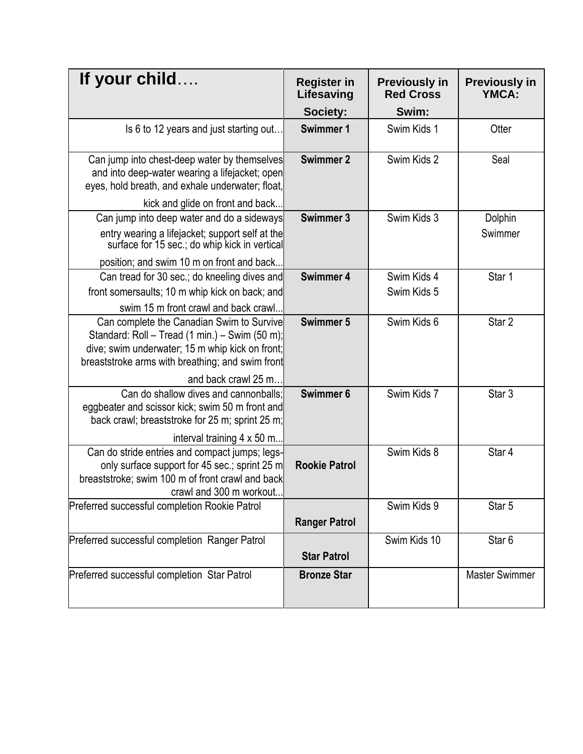| If your child…. | Register in Lifesaving Society: | Previously in Red Cross Swim: | Previously in YMCA: |
|---|---|---|---|
| Is 6 to 12 years and just starting out… | **Swimmer 1** | Swim Kids 1 | Otter |
| Can jump into chest-deep water by themselves and into deep-water wearing a lifejacket; open eyes, hold breath, and exhale underwater; float, kick and glide on front and back... | **Swimmer 2** | Swim Kids 2 | Seal |
| Can jump into deep water and do a sideways entry wearing a lifejacket; support self at the surface for 15 sec.; do whip kick in vertical position; and swim 10 m on front and back... | **Swimmer 3** | Swim Kids 3 | Dolphin Swimmer |
| Can tread for 30 sec.; do kneeling dives and front somersaults; 10 m whip kick on back; and swim 15 m front crawl and back crawl... | **Swimmer 4** | Swim Kids 4 Swim Kids 5 | Star 1 |
| Can complete the Canadian Swim to Survive Standard: Roll – Tread (1 min.) – Swim (50 m); dive; swim underwater; 15 m whip kick on front; breaststroke arms with breathing; and swim front and back crawl 25 m… | **Swimmer 5** | Swim Kids 6 | Star 2 |
| Can do shallow dives and cannonballs; eggbeater and scissor kick; swim 50 m front and back crawl; breaststroke for 25 m; sprint 25 m; interval training 4 x 50 m... | **Swimmer 6** | Swim Kids 7 | Star 3 |
| Can do stride entries and compact jumps; legs-only surface support for 45 sec.; sprint 25 m breaststroke; swim 100 m of front crawl and back crawl and 300 m workout... | **Rookie Patrol** | Swim Kids 8 | Star 4 |
| Preferred successful completion Rookie Patrol | **Ranger Patrol** | Swim Kids 9 | Star 5 |
| Preferred successful completion Ranger Patrol | **Star Patrol** | Swim Kids 10 | Star 6 |
| Preferred successful completion Star Patrol | **Bronze Star** | | Master Swimmer |